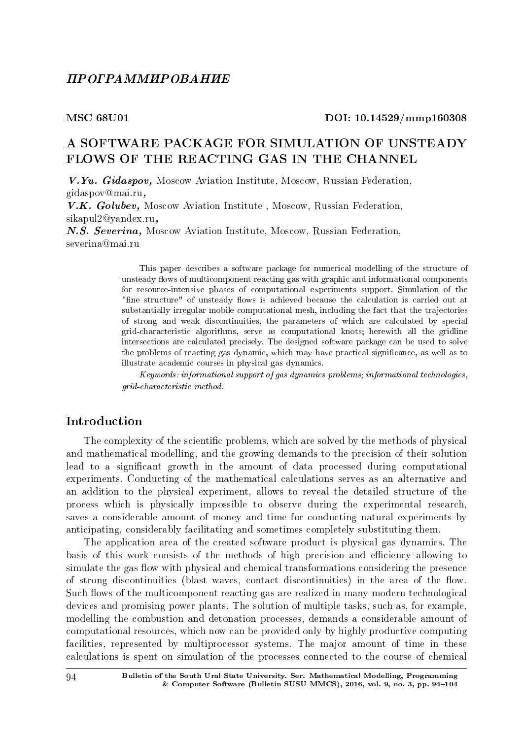## *ПРОГРАММИРОВАНИЕ*

**MSC 68U01** **DOI: 10.14529/mmp160308**

# A SOFTWARE PACKAGE FOR SIMULATION OF UNSTEADY FLOWS OF THE REACTING GAS IN THE CHANNEL

***V.Yu. Gidaspov,*** Moscow Aviation Institute, Moscow, Russian Federation, gidaspov@mai.ru**,**
***V.K. Golubev,*** Moscow Aviation Institute , Moscow, Russian Federation, sikapul2@yandex.ru**,**
***N.S. Severina,*** Moscow Aviation Institute, Moscow, Russian Federation, severina@mai.ru

This paper describes a software package for numerical modelling of the structure of unsteady flows of multicomponent reacting gas with graphic and informational components for resource-intensive phases of computational experiments support. Simulation of the "fine structure" of unsteady flows is achieved because the calculation is carried out at substantially irregular mobile computational mesh, including the fact that the trajectories of strong and weak discontinuities, the parameters of which are calculated by special grid-characteristic algorithms, serve as computational knots; herewith all the gridline intersections are calculated precisely. The designed software package can be used to solve the problems of reacting gas dynamic, which may have practical significance, as well as to illustrate academic courses in physical gas dynamics.

*Keywords: informational support of gas dynamics problems; informational technologies, grid-characteristic method.*

## Introduction

The complexity of the scientific problems, which are solved by the methods of physical and mathematical modelling, and the growing demands to the precision of their solution lead to a significant growth in the amount of data processed during computational experiments. Conducting of the mathematical calculations serves as an alternative and an addition to the physical experiment, allows to reveal the detailed structure of the process which is physically impossible to observe during the experimental research, saves a considerable amount of money and time for conducting natural experiments by anticipating, considerably facilitating and sometimes completely substituting them.

The application area of the created software product is physical gas dynamics. The basis of this work consists of the methods of high precision and efficiency allowing to simulate the gas flow with physical and chemical transformations considering the presence of strong discontinuities (blast waves, contact discontinuities) in the area of the flow. Such flows of the multicomponent reacting gas are realized in many modern technological devices and promising power plants. The solution of multiple tasks, such as, for example, modelling the combustion and detonation processes, demands a considerable amount of computational resources, which now can be provided only by highly productive computing facilities, represented by multiprocessor systems. The major amount of time in these calculations is spent on simulation of the processes connected to the course of chemical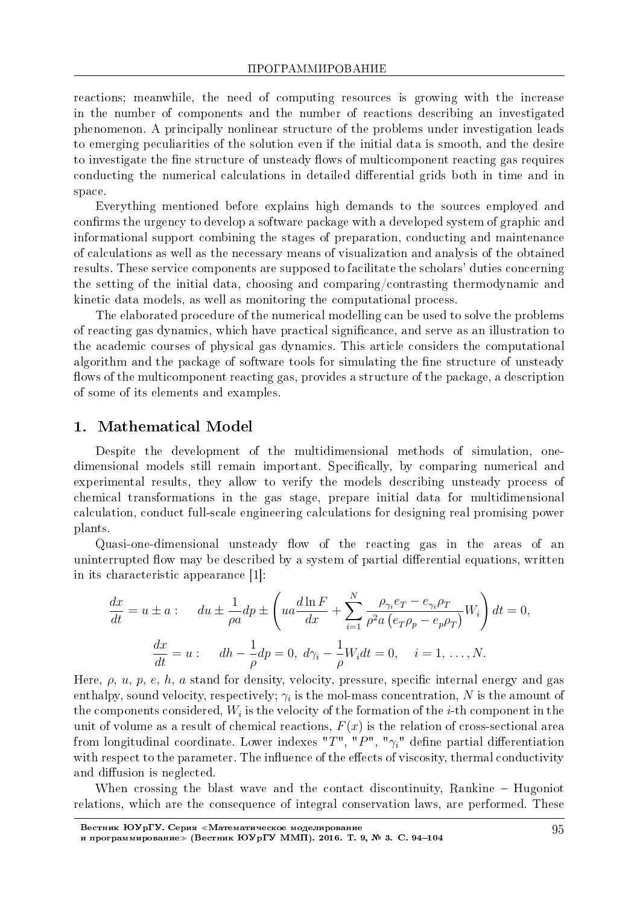reactions; meanwhile, the need of computing resources is growing with the increase in the number of components and the number of reactions describing an investigated phenomenon. A principally nonlinear structure of the problems under investigation leads to emerging peculiarities of the solution even if the initial data is smooth, and the desire to investigate the fine structure of unsteady flows of multicomponent reacting gas requires conducting the numerical calculations in detailed differential grids both in time and in space.

Everything mentioned before explains high demands to the sources employed and confirms the urgency to develop a software package with a developed system of graphic and informational support combining the stages of preparation, conducting and maintenance of calculations as well as the necessary means of visualization and analysis of the obtained results. These service components are supposed to facilitate the scholars' duties concerning the setting of the initial data, choosing and comparing/contrasting thermodynamic and kinetic data models, as well as monitoring the computational process.

The elaborated procedure of the numerical modelling can be used to solve the problems of reacting gas dynamics, which have practical significance, and serve as an illustration to the academic courses of physical gas dynamics. This article considers the computational algorithm and the package of software tools for simulating the fine structure of unsteady flows of the multicomponent reacting gas, provides a structure of the package, a description of some of its elements and examples.

## 1. Mathematical Model

Despite the development of the multidimensional methods of simulation, one-dimensional models still remain important. Specifically, by comparing numerical and experimental results, they allow to verify the models describing unsteady process of chemical transformations in the gas stage, prepare initial data for multidimensional calculation, conduct full-scale engineering calculations for designing real promising power plants.

Quasi-one-dimensional unsteady flow of the reacting gas in the areas of an uninterrupted flow may be described by a system of partial differential equations, written in its characteristic appearance [1]:

$$\frac{dx}{dt} = u \pm a: \quad du \pm \frac{1}{\rho a} dp \pm \left( ua \frac{d \ln F}{dx} + \sum_{i=1}^{N} \frac{\rho_{\gamma_i} e_T - e_{\gamma_i} \rho_T}{\rho^2 a \left( e_T \rho_p - e_p \rho_T \right)} W_i \right) dt = 0,$$

$$\frac{dx}{dt} = u: \quad dh - \frac{1}{\rho} dp = 0, \; d\gamma_i - \frac{1}{\rho} W_i dt = 0, \quad i = 1, \ldots, N.$$

Here, $\rho$, $u$, $p$, $e$, $h$, $a$ stand for density, velocity, pressure, specific internal energy and gas enthalpy, sound velocity, respectively; $\gamma_i$ is the mol-mass concentration, $N$ is the amount of the components considered, $W_i$ is the velocity of the formation of the $i$-th component in the unit of volume as a result of chemical reactions, $F(x)$ is the relation of cross-sectional area from longitudinal coordinate. Lower indexes "$T$", "$P$", "$\gamma_i$" define partial differentiation with respect to the parameter. The influence of the effects of viscosity, thermal conductivity and diffusion is neglected.

When crossing the blast wave and the contact discontinuity, Rankine – Hugoniot relations, which are the consequence of integral conservation laws, are performed. These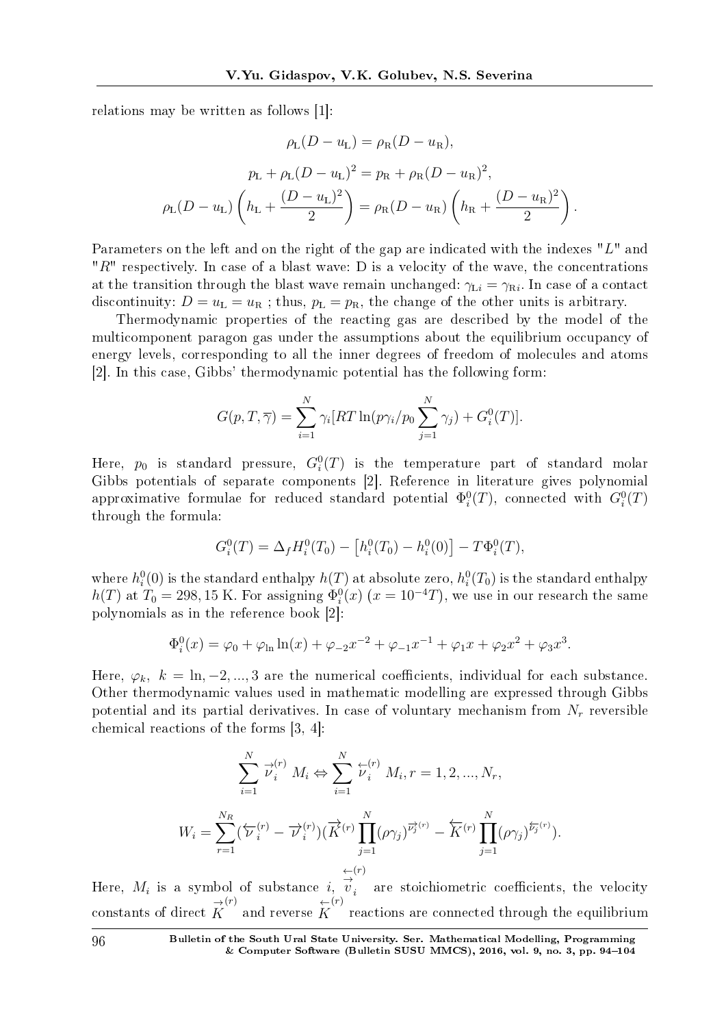relations may be written as follows [1]:

$$\rho_{\mathrm{L}}(D-u_{\mathrm{L}})=\rho_{\mathrm{R}}(D-u_{\mathrm{R}}),$$

$$p_{\mathrm{L}}+\rho_{\mathrm{L}}(D-u_{\mathrm{L}})^2=p_{\mathrm{R}}+\rho_{\mathrm{R}}(D-u_{\mathrm{R}})^2,$$

$$\rho_{\mathrm{L}}(D-u_{\mathrm{L}})\left(h_{\mathrm{L}}+\frac{(D-u_{\mathrm{L}})^2}{2}\right)=\rho_{\mathrm{R}}(D-u_{\mathrm{R}})\left(h_{\mathrm{R}}+\frac{(D-u_{\mathrm{R}})^2}{2}\right).$$

Parameters on the left and on the right of the gap are indicated with the indexes "$L$" and "$R$" respectively. In case of a blast wave: D is a velocity of the wave, the concentrations at the transition through the blast wave remain unchanged: $\gamma_{\mathrm{L}i}=\gamma_{\mathrm{R}i}$. In case of a contact discontinuity: $D=u_{\mathrm{L}}=u_{\mathrm{R}}$ ; thus, $p_{\mathrm{L}}=p_{\mathrm{R}}$, the change of the other units is arbitrary.

Thermodynamic properties of the reacting gas are described by the model of the multicomponent paragon gas under the assumptions about the equilibrium occupancy of energy levels, corresponding to all the inner degrees of freedom of molecules and atoms [2]. In this case, Gibbs' thermodynamic potential has the following form:

$$G(p,T,\overline{\gamma})=\sum_{i=1}^{N}\gamma_i[RT\ln(p\gamma_i/p_0\sum_{j=1}^{N}\gamma_j)+G_i^0(T)].$$

Here, $p_0$ is standard pressure, $G_i^0(T)$ is the temperature part of standard molar Gibbs potentials of separate components [2]. Reference in literature gives polynomial approximative formulae for reduced standard potential $\Phi_i^0(T)$, connected with $G_i^0(T)$ through the formula:

$$G_i^0(T)=\Delta_f H_i^0(T_0)-\left[h_i^0(T_0)-h_i^0(0)\right]-T\Phi_i^0(T),$$

where $h_i^0(0)$ is the standard enthalpy $h(T)$ at absolute zero, $h_i^0(T_0)$ is the standard enthalpy $h(T)$ at $T_0=298,15$ K. For assigning $\Phi_i^0(x)$ $(x=10^{-4}T)$, we use in our research the same polynomials as in the reference book [2]:

$$\Phi_i^0(x)=\varphi_0+\varphi_{\ln}\ln(x)+\varphi_{-2}x^{-2}+\varphi_{-1}x^{-1}+\varphi_1 x+\varphi_2 x^2+\varphi_3 x^3.$$

Here, $\varphi_k$, $k=\ln,-2,...,3$ are the numerical coefficients, individual for each substance. Other thermodynamic values used in mathematic modelling are expressed through Gibbs potential and its partial derivatives. In case of voluntary mechanism from $N_r$ reversible chemical reactions of the forms [3, 4]:

$$\sum_{i=1}^{N}\overset{\rightarrow(r)}{\nu_i}\,M_i\Leftrightarrow\sum_{i=1}^{N}\overset{\leftarrow(r)}{\nu_i}\,M_i,r=1,2,...,N_r,$$

$$W_i=\sum_{r=1}^{N_R}(\overleftarrow{\nu}_i^{(r)}-\overrightarrow{\nu}_i^{(r)})(\overrightarrow{K}^{(r)}\prod_{j=1}^{N}(\rho\gamma_j)^{\overrightarrow{\nu_j}^{(r)}}-\overleftarrow{K}^{(r)}\prod_{j=1}^{N}(\rho\gamma_j)^{\overleftarrow{\nu_j}^{(r)}}).$$

Here, $M_i$ is a symbol of substance $i$, $\overset{\leftarrow(r)}{\underset{i}{\vec{v}}}$ are stoichiometric coefficients, the velocity constants of direct $\overset{\rightarrow(r)}{K}$ and reverse $\overset{\leftarrow(r)}{K}$ reactions are connected through the equilibrium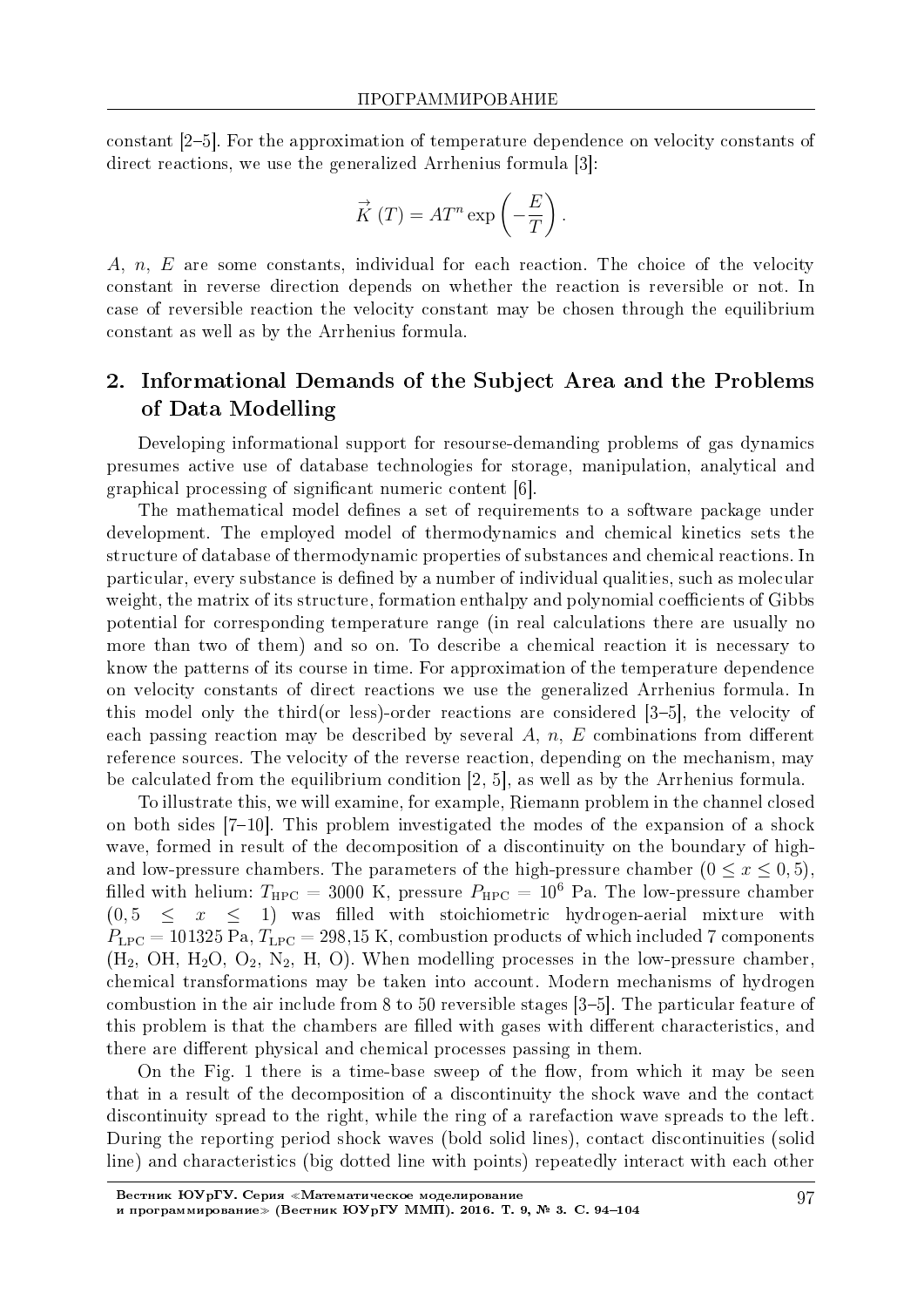constant [2–5]. For the approximation of temperature dependence on velocity constants of direct reactions, we use the generalized Arrhenius formula [3]:

$$\vec{K}(T) = AT^n \exp\left(-\frac{E}{T}\right).$$

$A$, $n$, $E$ are some constants, individual for each reaction. The choice of the velocity constant in reverse direction depends on whether the reaction is reversible or not. In case of reversible reaction the velocity constant may be chosen through the equilibrium constant as well as by the Arrhenius formula.

## 2. Informational Demands of the Subject Area and the Problems of Data Modelling

Developing informational support for resourse-demanding problems of gas dynamics presumes active use of database technologies for storage, manipulation, analytical and graphical processing of significant numeric content [6].

The mathematical model defines a set of requirements to a software package under development. The employed model of thermodynamics and chemical kinetics sets the structure of database of thermodynamic properties of substances and chemical reactions. In particular, every substance is defined by a number of individual qualities, such as molecular weight, the matrix of its structure, formation enthalpy and polynomial coefficients of Gibbs potential for corresponding temperature range (in real calculations there are usually no more than two of them) and so on. To describe a chemical reaction it is necessary to know the patterns of its course in time. For approximation of the temperature dependence on velocity constants of direct reactions we use the generalized Arrhenius formula. In this model only the third(or less)-order reactions are considered [3–5], the velocity of each passing reaction may be described by several $A$, $n$, $E$ combinations from different reference sources. The velocity of the reverse reaction, depending on the mechanism, may be calculated from the equilibrium condition [2, 5], as well as by the Arrhenius formula.

To illustrate this, we will examine, for example, Riemann problem in the channel closed on both sides [7–10]. This problem investigated the modes of the expansion of a shock wave, formed in result of the decomposition of a discontinuity on the boundary of high- and low-pressure chambers. The parameters of the high-pressure chamber ($0 \leq x \leq 0,5$), filled with helium: $T_{\text{HPC}} = 3000$ K, pressure $P_{\text{HPC}} = 10^6$ Pa. The low-pressure chamber ($0,5 \leq x \leq 1$) was filled with stoichiometric hydrogen-aerial mixture with $P_{\text{LPC}} = 101325$ Pa, $T_{\text{LPC}} = 298{,}15$ K, combustion products of which included 7 components ($H_2$, OH, $H_2O$, $O_2$, $N_2$, H, O). When modelling processes in the low-pressure chamber, chemical transformations may be taken into account. Modern mechanisms of hydrogen combustion in the air include from 8 to 50 reversible stages [3–5]. The particular feature of this problem is that the chambers are filled with gases with different characteristics, and there are different physical and chemical processes passing in them.

On the Fig. 1 there is a time-base sweep of the flow, from which it may be seen that in a result of the decomposition of a discontinuity the shock wave and the contact discontinuity spread to the right, while the ring of a rarefaction wave spreads to the left. During the reporting period shock waves (bold solid lines), contact discontinuities (solid line) and characteristics (big dotted line with points) repeatedly interact with each other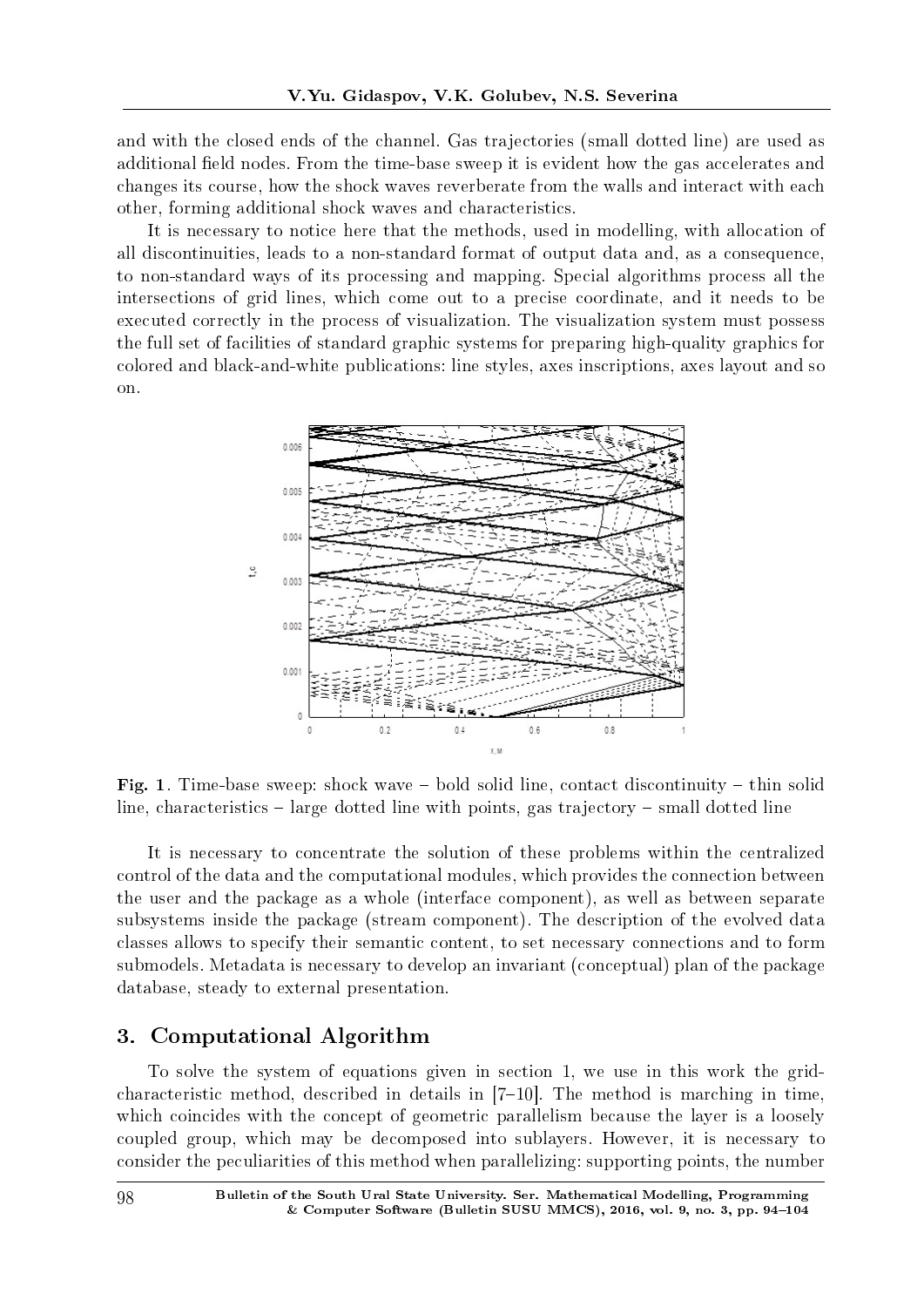and with the closed ends of the channel. Gas trajectories (small dotted line) are used as additional field nodes. From the time-base sweep it is evident how the gas accelerates and changes its course, how the shock waves reverberate from the walls and interact with each other, forming additional shock waves and characteristics.

It is necessary to notice here that the methods, used in modelling, with allocation of all discontinuities, leads to a non-standard format of output data and, as a consequence, to non-standard ways of its processing and mapping. Special algorithms process all the intersections of grid lines, which come out to a precise coordinate, and it needs to be executed correctly in the process of visualization. The visualization system must possess the full set of facilities of standard graphic systems for preparing high-quality graphics for colored and black-and-white publications: line styles, axes inscriptions, axes layout and so on.

**Fig. 1**. Time-base sweep: shock wave – bold solid line, contact discontinuity – thin solid line, characteristics – large dotted line with points, gas trajectory – small dotted line

It is necessary to concentrate the solution of these problems within the centralized control of the data and the computational modules, which provides the connection between the user and the package as a whole (interface component), as well as between separate subsystems inside the package (stream component). The description of the evolved data classes allows to specify their semantic content, to set necessary connections and to form submodels. Metadata is necessary to develop an invariant (conceptual) plan of the package database, steady to external presentation.

## 3. Computational Algorithm

To solve the system of equations given in section 1, we use in this work the grid-characteristic method, described in details in [7–10]. The method is marching in time, which coincides with the concept of geometric parallelism because the layer is a loosely coupled group, which may be decomposed into sublayers. However, it is necessary to consider the peculiarities of this method when parallelizing: supporting points, the number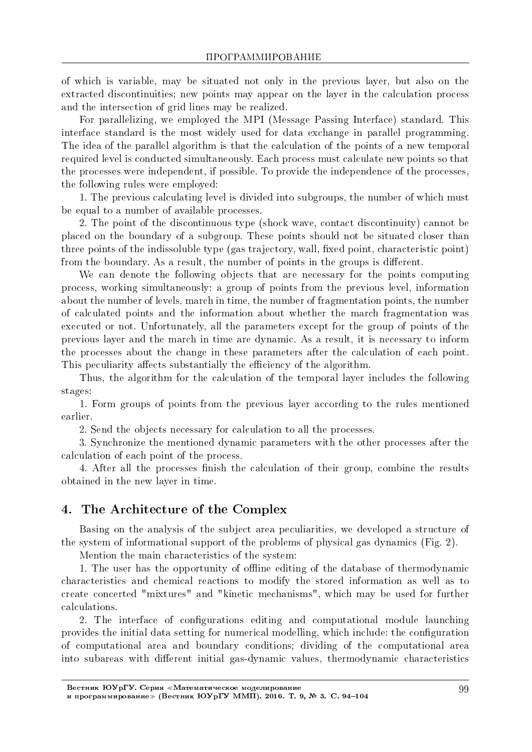of which is variable, may be situated not only in the previous layer, but also on the extracted discontinuities; new points may appear on the layer in the calculation process and the intersection of grid lines may be realized.

For parallelizing, we employed the MPI (Message Passing Interface) standard. This interface standard is the most widely used for data exchange in parallel programming. The idea of the parallel algorithm is that the calculation of the points of a new temporal required level is conducted simultaneously. Each process must calculate new points so that the processes were independent, if possible. To provide the independence of the processes, the following rules were employed:

1. The previous calculating level is divided into subgroups, the number of which must be equal to a number of available processes.

2. The point of the discontinuous type (shock wave, contact discontinuity) cannot be placed on the boundary of a subgroup. These points should not be situated closer than three points of the indissoluble type (gas trajectory, wall, fixed point, characteristic point) from the boundary. As a result, the number of points in the groups is different.

We can denote the following objects that are necessary for the points computing process, working simultaneously: a group of points from the previous level, information about the number of levels, march in time, the number of fragmentation points, the number of calculated points and the information about whether the march fragmentation was executed or not. Unfortunately, all the parameters except for the group of points of the previous layer and the march in time are dynamic. As a result, it is necessary to inform the processes about the change in these parameters after the calculation of each point. This peculiarity affects substantially the efficiency of the algorithm.

Thus, the algorithm for the calculation of the temporal layer includes the following stages:

1. Form groups of points from the previous layer according to the rules mentioned earlier.

2. Send the objects necessary for calculation to all the processes.

3. Synchronize the mentioned dynamic parameters with the other processes after the calculation of each point of the process.

4. After all the processes finish the calculation of their group, combine the results obtained in the new layer in time.

## 4. The Architecture of the Complex

Basing on the analysis of the subject area peculiarities, we developed a structure of the system of informational support of the problems of physical gas dynamics (Fig. 2).

Mention the main characteristics of the system:

1. The user has the opportunity of offline editing of the database of thermodynamic characteristics and chemical reactions to modify the stored information as well as to create concerted "mixtures" and "kinetic mechanisms", which may be used for further calculations.

2. The interface of configurations editing and computational module launching provides the initial data setting for numerical modelling, which include: the configuration of computational area and boundary conditions; dividing of the computational area into subareas with different initial gas-dynamic values, thermodynamic characteristics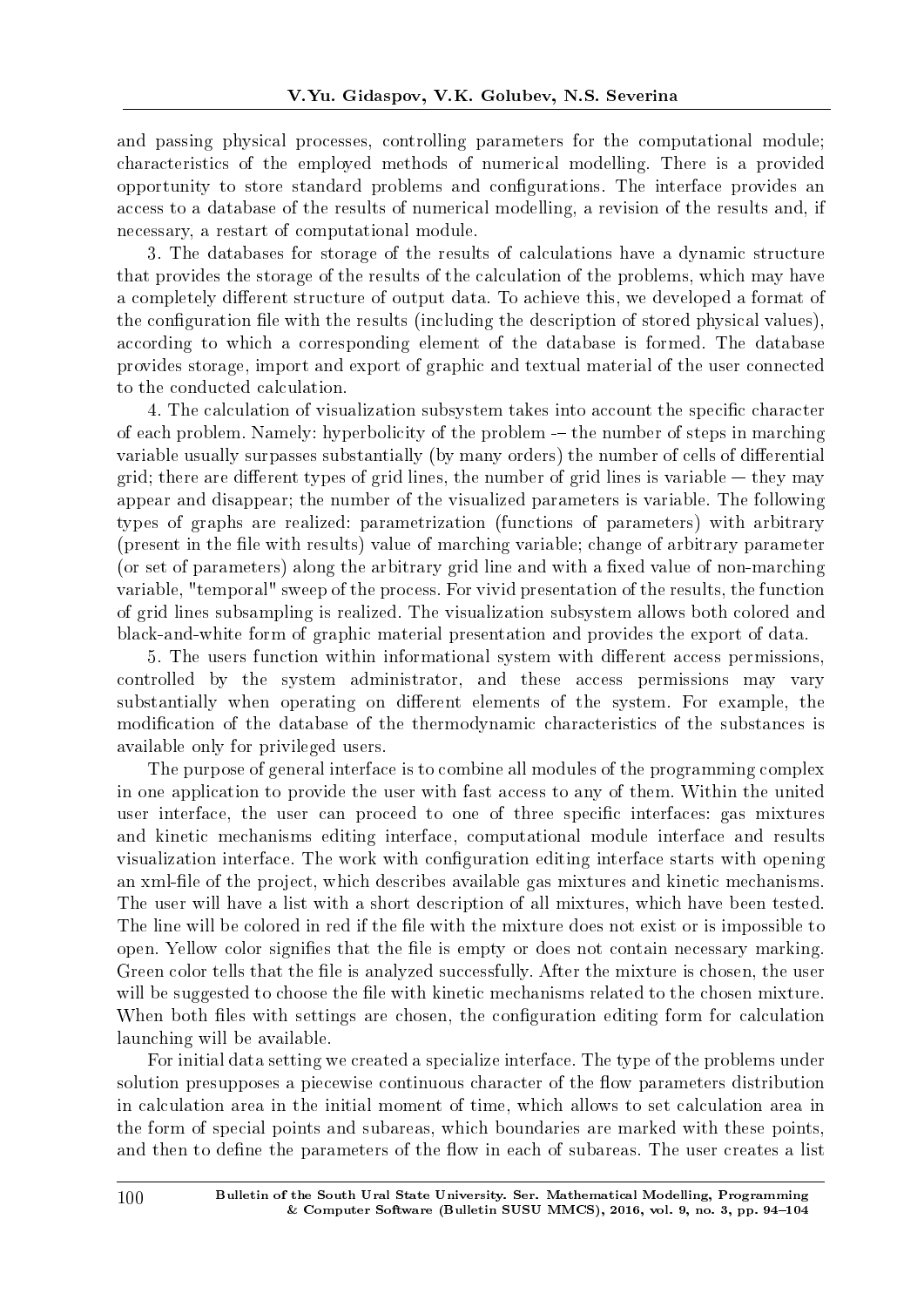and passing physical processes, controlling parameters for the computational module; characteristics of the employed methods of numerical modelling. There is a provided opportunity to store standard problems and configurations. The interface provides an access to a database of the results of numerical modelling, a revision of the results and, if necessary, a restart of computational module.

3. The databases for storage of the results of calculations have a dynamic structure that provides the storage of the results of the calculation of the problems, which may have a completely different structure of output data. To achieve this, we developed a format of the configuration file with the results (including the description of stored physical values), according to which a corresponding element of the database is formed. The database provides storage, import and export of graphic and textual material of the user connected to the conducted calculation.

4. The calculation of visualization subsystem takes into account the specific character of each problem. Namely: hyperbolicity of the problem -– the number of steps in marching variable usually surpasses substantially (by many orders) the number of cells of differential grid; there are different types of grid lines, the number of grid lines is variable — they may appear and disappear; the number of the visualized parameters is variable. The following types of graphs are realized: parametrization (functions of parameters) with arbitrary (present in the file with results) value of marching variable; change of arbitrary parameter (or set of parameters) along the arbitrary grid line and with a fixed value of non-marching variable, "temporal" sweep of the process. For vivid presentation of the results, the function of grid lines subsampling is realized. The visualization subsystem allows both colored and black-and-white form of graphic material presentation and provides the export of data.

5. The users function within informational system with different access permissions, controlled by the system administrator, and these access permissions may vary substantially when operating on different elements of the system. For example, the modification of the database of the thermodynamic characteristics of the substances is available only for privileged users.

The purpose of general interface is to combine all modules of the programming complex in one application to provide the user with fast access to any of them. Within the united user interface, the user can proceed to one of three specific interfaces: gas mixtures and kinetic mechanisms editing interface, computational module interface and results visualization interface. The work with configuration editing interface starts with opening an xml-file of the project, which describes available gas mixtures and kinetic mechanisms. The user will have a list with a short description of all mixtures, which have been tested. The line will be colored in red if the file with the mixture does not exist or is impossible to open. Yellow color signifies that the file is empty or does not contain necessary marking. Green color tells that the file is analyzed successfully. After the mixture is chosen, the user will be suggested to choose the file with kinetic mechanisms related to the chosen mixture. When both files with settings are chosen, the configuration editing form for calculation launching will be available.

For initial data setting we created a specialize interface. The type of the problems under solution presupposes a piecewise continuous character of the flow parameters distribution in calculation area in the initial moment of time, which allows to set calculation area in the form of special points and subareas, which boundaries are marked with these points, and then to define the parameters of the flow in each of subareas. The user creates a list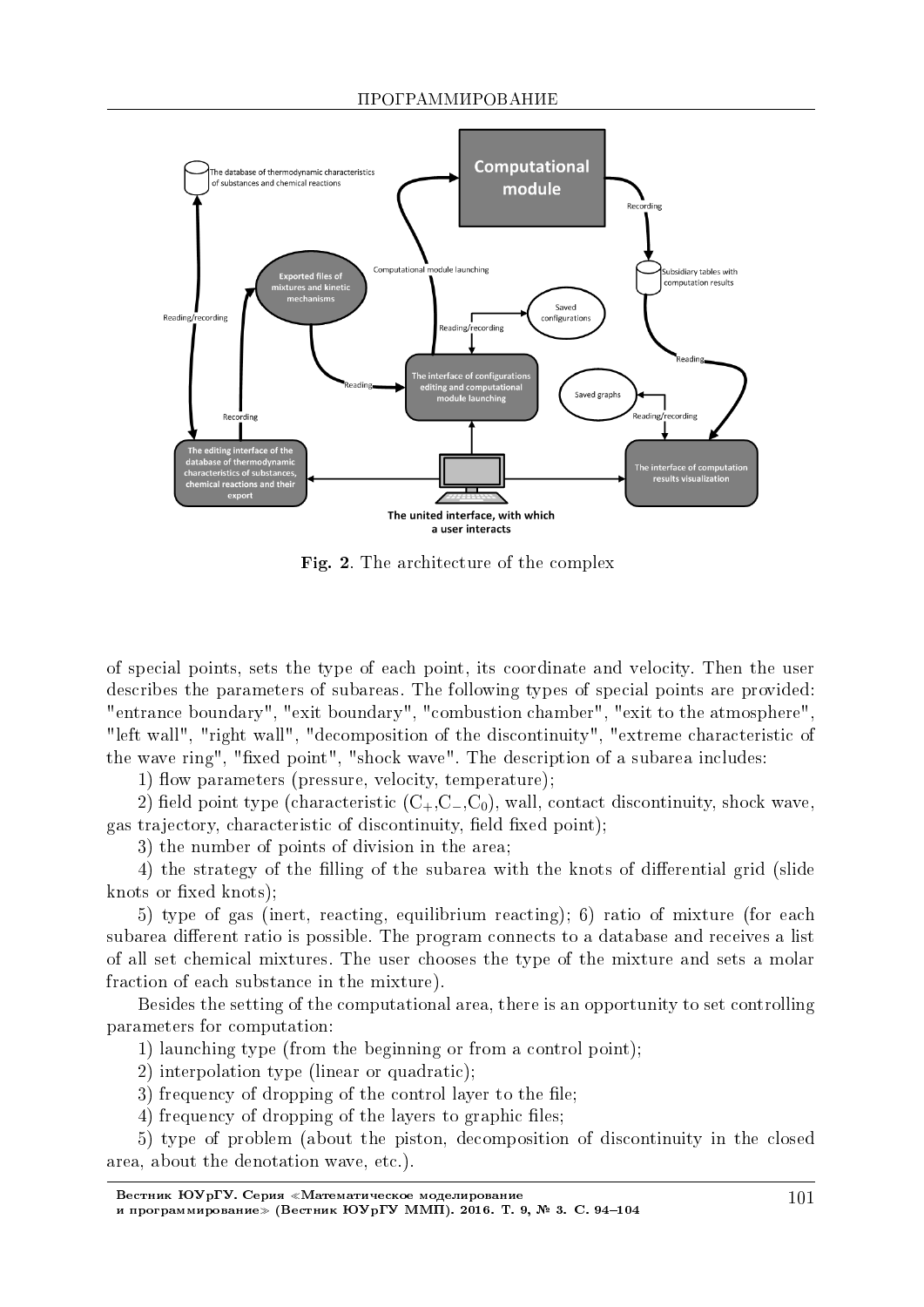Fig. 2. The architecture of the complex

of special points, sets the type of each point, its coordinate and velocity. Then the user describes the parameters of subareas. The following types of special points are provided: "entrance boundary", "exit boundary", "combustion chamber", "exit to the atmosphere", "left wall", "right wall", "decomposition of the discontinuity", "extreme characteristic of the wave ring", "fixed point", "shock wave". The description of a subarea includes:

1) flow parameters (pressure, velocity, temperature);

2) field point type (characteristic ($C_+$,$C_-$,$C_0$), wall, contact discontinuity, shock wave, gas trajectory, characteristic of discontinuity, field fixed point);

3) the number of points of division in the area;

4) the strategy of the filling of the subarea with the knots of differential grid (slide knots or fixed knots);

5) type of gas (inert, reacting, equilibrium reacting); 6) ratio of mixture (for each subarea different ratio is possible. The program connects to a database and receives a list of all set chemical mixtures. The user chooses the type of the mixture and sets a molar fraction of each substance in the mixture).

Besides the setting of the computational area, there is an opportunity to set controlling parameters for computation:

1) launching type (from the beginning or from a control point);

2) interpolation type (linear or quadratic);

3) frequency of dropping of the control layer to the file;

4) frequency of dropping of the layers to graphic files;

5) type of problem (about the piston, decomposition of discontinuity in the closed area, about the denotation wave, etc.).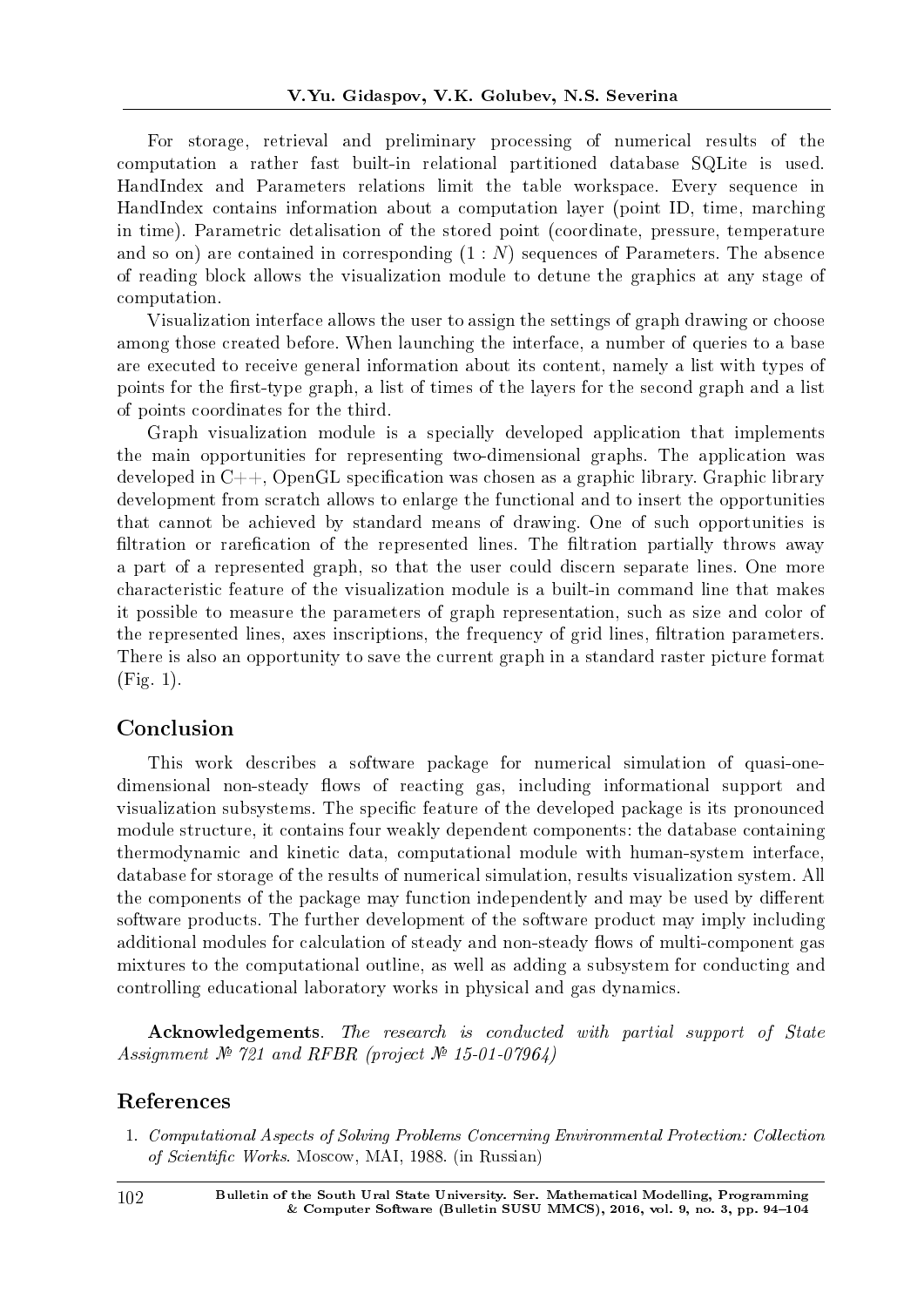For storage, retrieval and preliminary processing of numerical results of the computation a rather fast built-in relational partitioned database SQLite is used. HandIndex and Parameters relations limit the table workspace. Every sequence in HandIndex contains information about a computation layer (point ID, time, marching in time). Parametric detalisation of the stored point (coordinate, pressure, temperature and so on) are contained in corresponding $(1 : N)$ sequences of Parameters. The absence of reading block allows the visualization module to detune the graphics at any stage of computation.

Visualization interface allows the user to assign the settings of graph drawing or choose among those created before. When launching the interface, a number of queries to a base are executed to receive general information about its content, namely a list with types of points for the first-type graph, a list of times of the layers for the second graph and a list of points coordinates for the third.

Graph visualization module is a specially developed application that implements the main opportunities for representing two-dimensional graphs. The application was developed in C++, OpenGL specification was chosen as a graphic library. Graphic library development from scratch allows to enlarge the functional and to insert the opportunities that cannot be achieved by standard means of drawing. One of such opportunities is filtration or rarefication of the represented lines. The filtration partially throws away a part of a represented graph, so that the user could discern separate lines. One more characteristic feature of the visualization module is a built-in command line that makes it possible to measure the parameters of graph representation, such as size and color of the represented lines, axes inscriptions, the frequency of grid lines, filtration parameters. There is also an opportunity to save the current graph in a standard raster picture format (Fig. 1).

## Conclusion

This work describes a software package for numerical simulation of quasi-one-dimensional non-steady flows of reacting gas, including informational support and visualization subsystems. The specific feature of the developed package is its pronounced module structure, it contains four weakly dependent components: the database containing thermodynamic and kinetic data, computational module with human-system interface, database for storage of the results of numerical simulation, results visualization system. All the components of the package may function independently and may be used by different software products. The further development of the software product may imply including additional modules for calculation of steady and non-steady flows of multi-component gas mixtures to the computational outline, as well as adding a subsystem for conducting and controlling educational laboratory works in physical and gas dynamics.

**Acknowledgements**. *The research is conducted with partial support of State Assignment № 721 and RFBR (project № 15-01-07964)*

## References

1. *Computational Aspects of Solving Problems Concerning Environmental Protection: Collection of Scientific Works*. Moscow, MAI, 1988. (in Russian)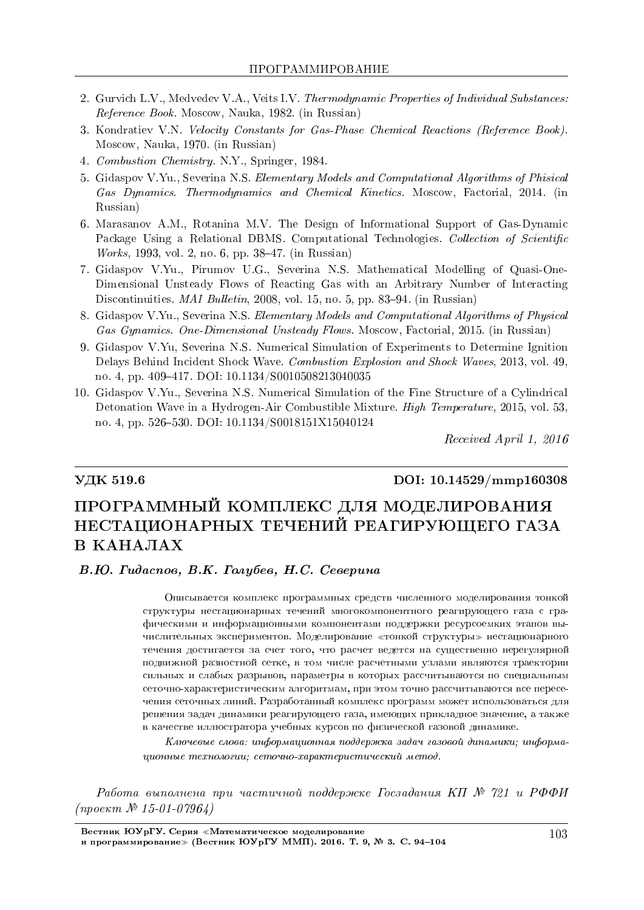2. Gurvich L.V., Medvedev V.A., Veits I.V. *Thermodynamic Properties of Individual Substances: Reference Book.* Moscow, Nauka, 1982. (in Russian)
3. Kondratiev V.N. *Velocity Constants for Gas-Phase Chemical Reactions (Reference Book).* Moscow, Nauka, 1970. (in Russian)
4. *Combustion Chemistry.* N.Y., Springer, 1984.
5. Gidaspov V.Yu., Severina N.S. *Elementary Models and Computational Algorithms of Phisical Gas Dynamics. Thermodynamics and Chemical Kinetics.* Moscow, Factorial, 2014. (in Russian)
6. Marasanov A.M., Rotanina M.V. The Design of Informational Support of Gas-Dynamic Package Using a Relational DBMS. Computational Technologies. *Collection of Scientific Works*, 1993, vol. 2, no. 6, pp. 38–47. (in Russian)
7. Gidaspov V.Yu., Pirumov U.G., Severina N.S. Mathematical Modelling of Quasi-One-Dimensional Unsteady Flows of Reacting Gas with an Arbitrary Number of Interacting Discontinuities. *MAI Bulletin*, 2008, vol. 15, no. 5, pp. 83–94. (in Russian)
8. Gidaspov V.Yu., Severina N.S. *Elementary Models and Computational Algorithms of Physical Gas Gynamics. One-Dimensional Unsteady Flows.* Moscow, Factorial, 2015. (in Russian)
9. Gidaspov V.Yu, Severina N.S. Numerical Simulation of Experiments to Determine Ignition Delays Behind Incident Shock Wave. *Combustion Explosion and Shock Waves*, 2013, vol. 49, no. 4, pp. 409–417. DOI: 10.1134/S0010508213040035
10. Gidaspov V.Yu., Severina N.S. Numerical Simulation of the Fine Structure of a Cylindrical Detonation Wave in a Hydrogen-Air Combustible Mixture. *High Temperature*, 2015, vol. 53, no. 4, pp. 526–530. DOI: 10.1134/S0018151X15040124

*Received April 1, 2016*

---

**УДК 519.6** **DOI: 10.14529/mmp160308**

# ПРОГРАММНЫЙ КОМПЛЕКС ДЛЯ МОДЕЛИРОВАНИЯ НЕСТАЦИОНАРНЫХ ТЕЧЕНИЙ РЕАГИРУЮЩЕГО ГАЗА В КАНАЛАХ

***В.Ю. Гидаспов, В.К. Голубев, Н.С. Северина***

Описывается комплекс программных средств численного моделирования тонкой структуры нестационарных течений многокомпонентного реагирующего газа с графическими и информационными компонентами поддержки ресурсоемких этапов вычислительных экспериментов. Моделирование «тонкой структуры» нестационарного течения достигается за счет того, что расчет ведется на существенно нерегулярной подвижной разностной сетке, в том числе расчетными узлами являются траектории сильных и слабых разрывов, параметры в которых рассчитываются по специальным сеточно-характеристическим алгоритмам, при этом точно рассчитываются все пересечения сеточных линий. Разработанный комплекс программ может использоваться для решения задач динамики реагирующего газа, имеющих прикладное значение, а также в качестве иллюстратора учебных курсов по физической газовой динамике.

*Ключевые слова: информационная поддержка задач газовой динамики; информационные технологии; сеточно-характеристический метод.*

*Работа выполнена при частичной поддержке Госзадания КП № 721 и РФФИ (проект № 15-01-07964)*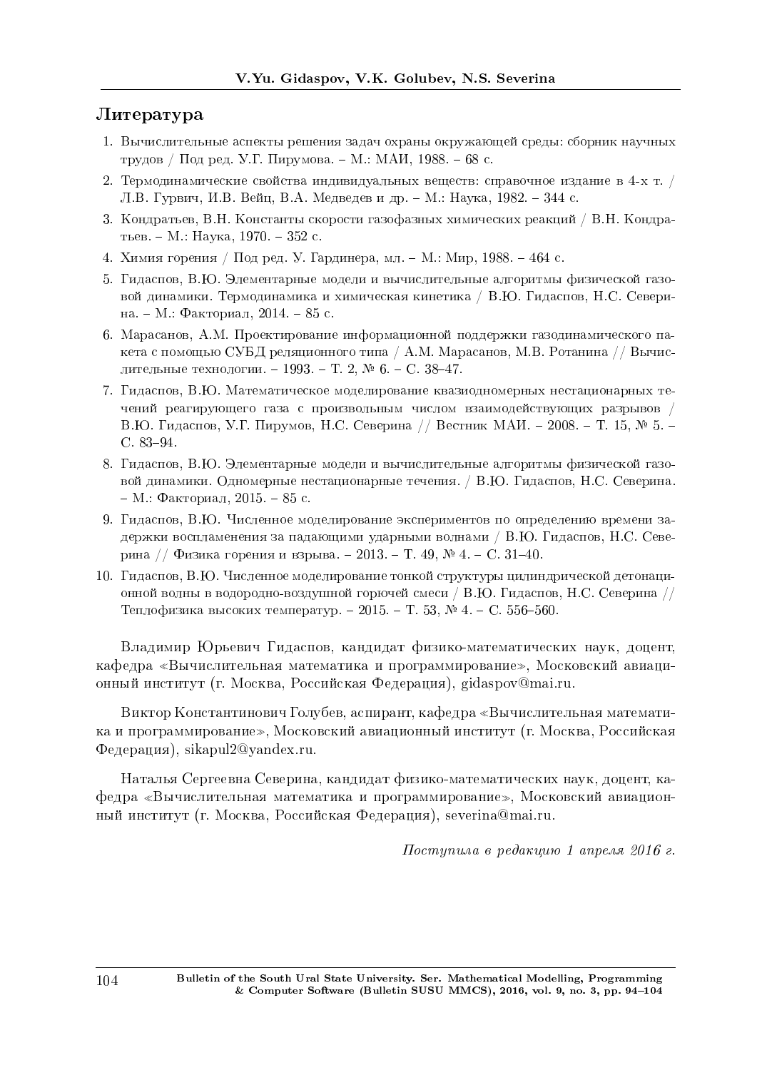## Литература

1. Вычислительные аспекты решения задач охраны окружающей среды: сборник научных трудов / Под ред. У.Г. Пирумова. – М.: МАИ, 1988. – 68 с.
2. Термодинамические свойства индивидуальных веществ: справочное издание в 4-х т. / Л.В. Гурвич, И.В. Вейц, В.А. Медведев и др. – М.: Наука, 1982. – 344 с.
3. Кондратьев, В.Н. Константы скорости газофазных химических реакций / В.Н. Кондратьев. – М.: Наука, 1970. – 352 с.
4. Химия горения / Под ред. У. Гардинера, мл. – М.: Мир, 1988. – 464 с.
5. Гидаспов, В.Ю. Элементарные модели и вычислительные алгоритмы физической газовой динамики. Термодинамика и химическая кинетика / В.Ю. Гидаспов, Н.С. Северина. – М.: Факториал, 2014. – 85 с.
6. Марасанов, А.М. Проектирование информационной поддержки газодинамического пакета с помощью СУБД реляционного типа / А.М. Марасанов, М.В. Ротанина // Вычислительные технологии. – 1993. – Т. 2, № 6. – С. 38–47.
7. Гидаспов, В.Ю. Математическое моделирование квазиодномерных нестационарных течений реагирующего газа с произвольным числом взаимодействующих разрывов / В.Ю. Гидаспов, У.Г. Пирумов, Н.С. Северина // Вестник МАИ. – 2008. – Т. 15, № 5. – С. 83–94.
8. Гидаспов, В.Ю. Элементарные модели и вычислительные алгоритмы физической газовой динамики. Одномерные нестационарные течения. / В.Ю. Гидаспов, Н.С. Северина. – М.: Факториал, 2015. – 85 с.
9. Гидаспов, В.Ю. Численное моделирование экспериментов по определению времени задержки воспламенения за падающими ударными волнами / В.Ю. Гидаспов, Н.С. Северина // Физика горения и взрыва. – 2013. – Т. 49, № 4. – С. 31–40.
10. Гидаспов, В.Ю. Численное моделирование тонкой структуры цилиндрической детонационной волны в водородно-воздушной горючей смеси / В.Ю. Гидаспов, Н.С. Северина // Теплофизика высоких температур. – 2015. – Т. 53, № 4. – С. 556–560.

Владимир Юрьевич Гидаспов, кандидат физико-математических наук, доцент, кафедра «Вычислительная математика и программирование», Московский авиационный институт (г. Москва, Российская Федерация), gidaspov@mai.ru.

Виктор Константинович Голубев, аспирант, кафедра «Вычислительная математика и программирование», Московский авиационный институт (г. Москва, Российская Федерация), sikapul2@yandex.ru.

Наталья Сергеевна Северина, кандидат физико-математических наук, доцент, кафедра «Вычислительная математика и программирование», Московский авиационный институт (г. Москва, Российская Федерация), severina@mai.ru.

*Поступила в редакцию 1 апреля 2016 г.*